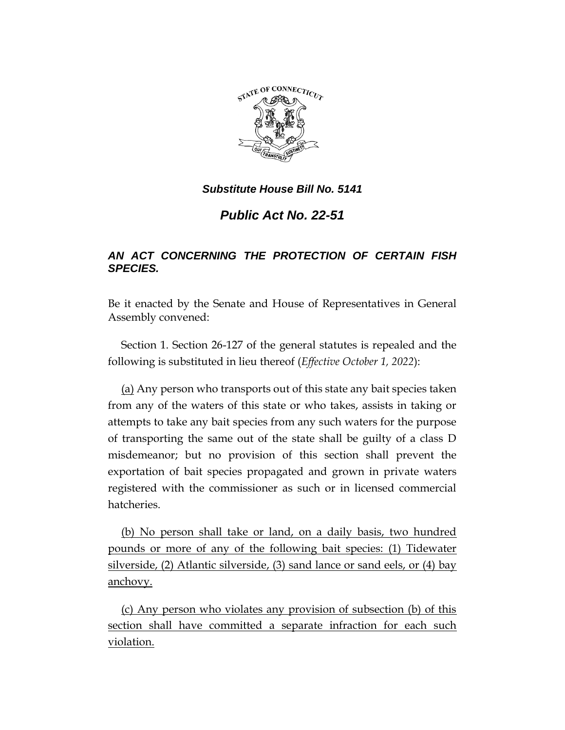***Substitute House Bill No. 5141***

# *Public Act No. 22-51*

## *AN ACT CONCERNING THE PROTECTION OF CERTAIN FISH SPECIES.*

Be it enacted by the Senate and House of Representatives in General Assembly convened:

Section 1. Section 26-127 of the general statutes is repealed and the following is substituted in lieu thereof (*Effective October 1, 2022*):

(a) Any person who transports out of this state any bait species taken from any of the waters of this state or who takes, assists in taking or attempts to take any bait species from any such waters for the purpose of transporting the same out of the state shall be guilty of a class D misdemeanor; but no provision of this section shall prevent the exportation of bait species propagated and grown in private waters registered with the commissioner as such or in licensed commercial hatcheries.

(b) No person shall take or land, on a daily basis, two hundred pounds or more of any of the following bait species: (1) Tidewater silverside, (2) Atlantic silverside, (3) sand lance or sand eels, or (4) bay anchovy.

(c) Any person who violates any provision of subsection (b) of this section shall have committed a separate infraction for each such violation.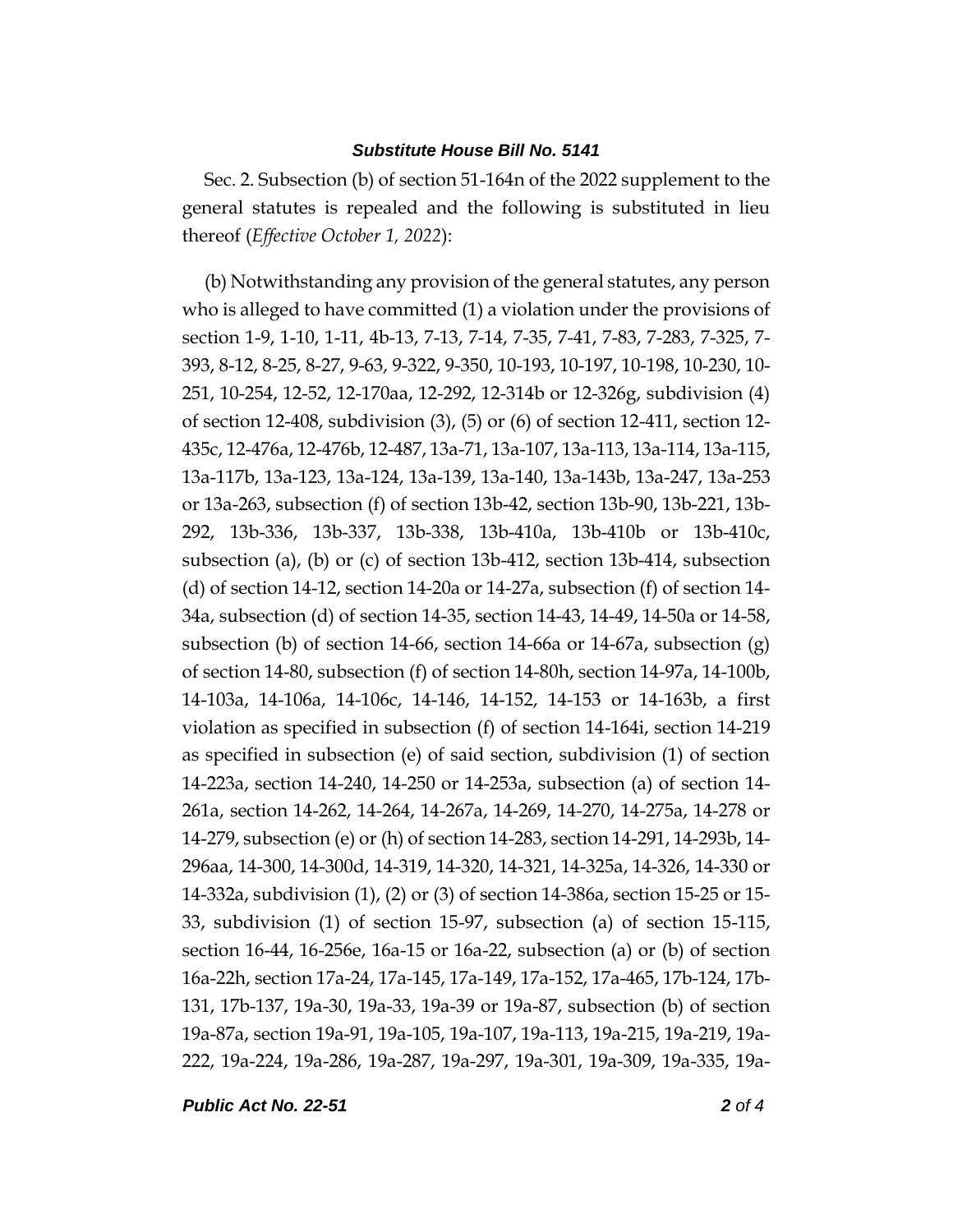Sec. 2. Subsection (b) of section 51-164n of the 2022 supplement to the general statutes is repealed and the following is substituted in lieu thereof (*Effective October 1, 2022*):

(b) Notwithstanding any provision of the general statutes, any person who is alleged to have committed (1) a violation under the provisions of section 1-9, 1-10, 1-11, 4b-13, 7-13, 7-14, 7-35, 7-41, 7-83, 7-283, 7-325, 7-393, 8-12, 8-25, 8-27, 9-63, 9-322, 9-350, 10-193, 10-197, 10-198, 10-230, 10-251, 10-254, 12-52, 12-170aa, 12-292, 12-314b or 12-326g, subdivision (4) of section 12-408, subdivision (3), (5) or (6) of section 12-411, section 12-435c, 12-476a, 12-476b, 12-487, 13a-71, 13a-107, 13a-113, 13a-114, 13a-115, 13a-117b, 13a-123, 13a-124, 13a-139, 13a-140, 13a-143b, 13a-247, 13a-253 or 13a-263, subsection (f) of section 13b-42, section 13b-90, 13b-221, 13b-292, 13b-336, 13b-337, 13b-338, 13b-410a, 13b-410b or 13b-410c, subsection (a), (b) or (c) of section 13b-412, section 13b-414, subsection (d) of section 14-12, section 14-20a or 14-27a, subsection (f) of section 14-34a, subsection (d) of section 14-35, section 14-43, 14-49, 14-50a or 14-58, subsection (b) of section 14-66, section 14-66a or 14-67a, subsection (g) of section 14-80, subsection (f) of section 14-80h, section 14-97a, 14-100b, 14-103a, 14-106a, 14-106c, 14-146, 14-152, 14-153 or 14-163b, a first violation as specified in subsection (f) of section 14-164i, section 14-219 as specified in subsection (e) of said section, subdivision (1) of section 14-223a, section 14-240, 14-250 or 14-253a, subsection (a) of section 14-261a, section 14-262, 14-264, 14-267a, 14-269, 14-270, 14-275a, 14-278 or 14-279, subsection (e) or (h) of section 14-283, section 14-291, 14-293b, 14-296aa, 14-300, 14-300d, 14-319, 14-320, 14-321, 14-325a, 14-326, 14-330 or 14-332a, subdivision (1), (2) or (3) of section 14-386a, section 15-25 or 15-33, subdivision (1) of section 15-97, subsection (a) of section 15-115, section 16-44, 16-256e, 16a-15 or 16a-22, subsection (a) or (b) of section 16a-22h, section 17a-24, 17a-145, 17a-149, 17a-152, 17a-465, 17b-124, 17b-131, 17b-137, 19a-30, 19a-33, 19a-39 or 19a-87, subsection (b) of section 19a-87a, section 19a-91, 19a-105, 19a-107, 19a-113, 19a-215, 19a-219, 19a-222, 19a-224, 19a-286, 19a-287, 19a-297, 19a-301, 19a-309, 19a-335, 19a-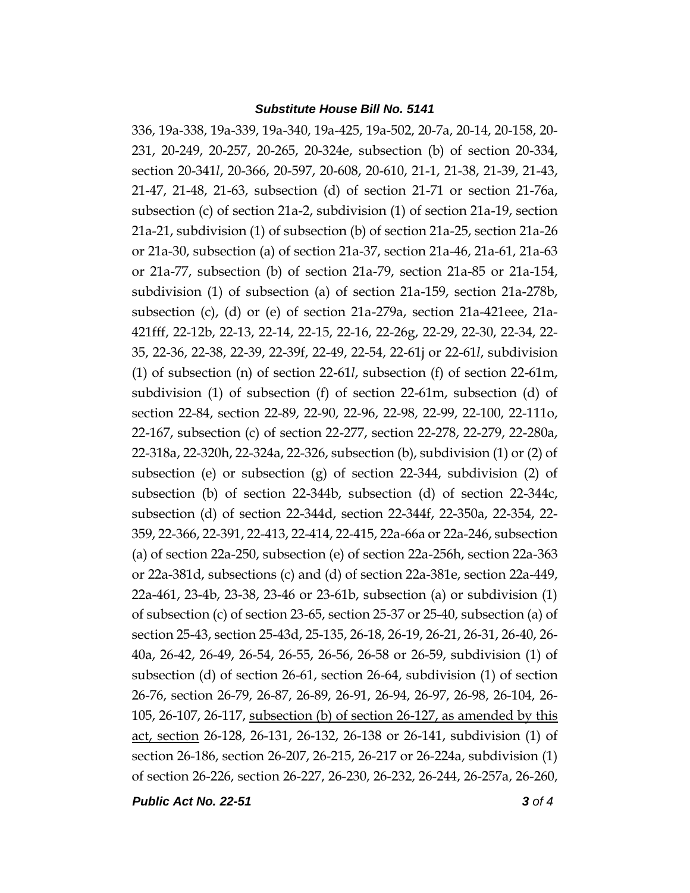336, 19a-338, 19a-339, 19a-340, 19a-425, 19a-502, 20-7a, 20-14, 20-158, 20-231, 20-249, 20-257, 20-265, 20-324e, subsection (b) of section 20-334, section 20-341*l*, 20-366, 20-597, 20-608, 20-610, 21-1, 21-38, 21-39, 21-43, 21-47, 21-48, 21-63, subsection (d) of section 21-71 or section 21-76a, subsection (c) of section 21a-2, subdivision (1) of section 21a-19, section 21a-21, subdivision (1) of subsection (b) of section 21a-25, section 21a-26 or 21a-30, subsection (a) of section 21a-37, section 21a-46, 21a-61, 21a-63 or 21a-77, subsection (b) of section 21a-79, section 21a-85 or 21a-154, subdivision (1) of subsection (a) of section 21a-159, section 21a-278b, subsection (c), (d) or (e) of section 21a-279a, section 21a-421eee, 21a-421fff, 22-12b, 22-13, 22-14, 22-15, 22-16, 22-26g, 22-29, 22-30, 22-34, 22-35, 22-36, 22-38, 22-39, 22-39f, 22-49, 22-54, 22-61j or 22-61*l*, subdivision (1) of subsection (n) of section 22-61*l*, subsection (f) of section 22-61m, subdivision (1) of subsection (f) of section 22-61m, subsection (d) of section 22-84, section 22-89, 22-90, 22-96, 22-98, 22-99, 22-100, 22-111o, 22-167, subsection (c) of section 22-277, section 22-278, 22-279, 22-280a, 22-318a, 22-320h, 22-324a, 22-326, subsection (b), subdivision (1) or (2) of subsection (e) or subsection (g) of section 22-344, subdivision (2) of subsection (b) of section 22-344b, subsection (d) of section 22-344c, subsection (d) of section 22-344d, section 22-344f, 22-350a, 22-354, 22-359, 22-366, 22-391, 22-413, 22-414, 22-415, 22a-66a or 22a-246, subsection (a) of section 22a-250, subsection (e) of section 22a-256h, section 22a-363 or 22a-381d, subsections (c) and (d) of section 22a-381e, section 22a-449, 22a-461, 23-4b, 23-38, 23-46 or 23-61b, subsection (a) or subdivision (1) of subsection (c) of section 23-65, section 25-37 or 25-40, subsection (a) of section 25-43, section 25-43d, 25-135, 26-18, 26-19, 26-21, 26-31, 26-40, 26-40a, 26-42, 26-49, 26-54, 26-55, 26-56, 26-58 or 26-59, subdivision (1) of subsection (d) of section 26-61, section 26-64, subdivision (1) of section 26-76, section 26-79, 26-87, 26-89, 26-91, 26-94, 26-97, 26-98, 26-104, 26-105, 26-107, 26-117, <u>subsection (b) of section 26-127, as amended by this act, section</u> 26-128, 26-131, 26-132, 26-138 or 26-141, subdivision (1) of section 26-186, section 26-207, 26-215, 26-217 or 26-224a, subdivision (1) of section 26-226, section 26-227, 26-230, 26-232, 26-244, 26-257a, 26-260,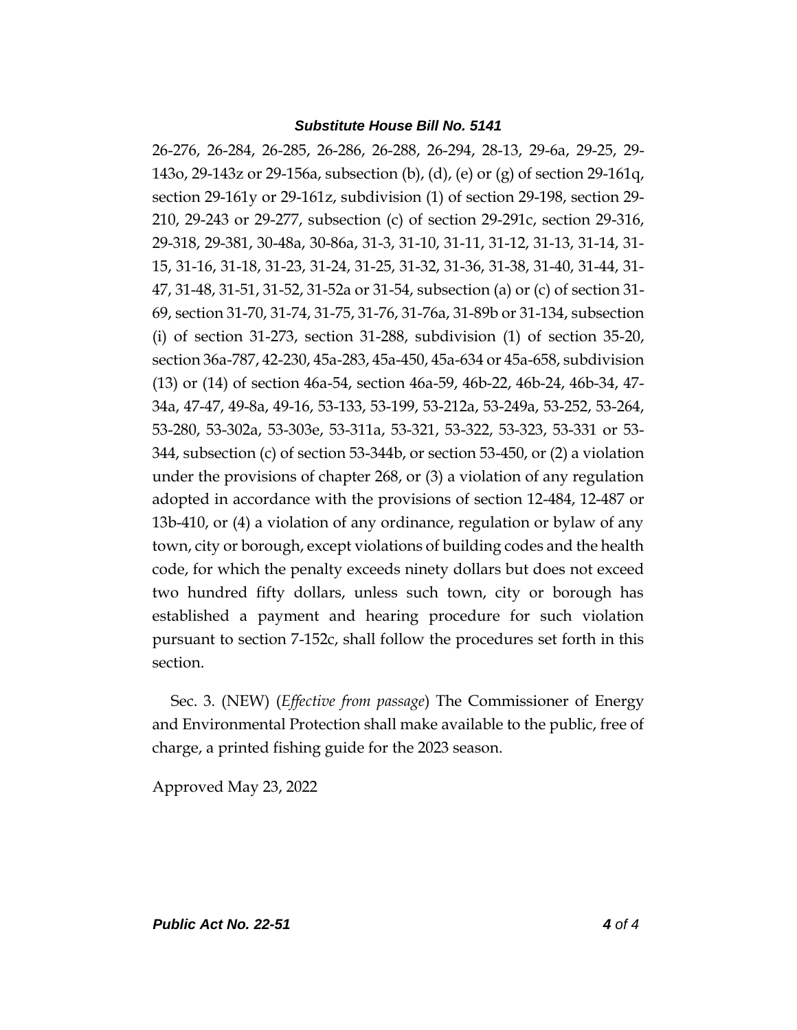26-276, 26-284, 26-285, 26-286, 26-288, 26-294, 28-13, 29-6a, 29-25, 29-143o, 29-143z or 29-156a, subsection (b), (d), (e) or (g) of section 29-161q, section 29-161y or 29-161z, subdivision (1) of section 29-198, section 29-210, 29-243 or 29-277, subsection (c) of section 29-291c, section 29-316, 29-318, 29-381, 30-48a, 30-86a, 31-3, 31-10, 31-11, 31-12, 31-13, 31-14, 31-15, 31-16, 31-18, 31-23, 31-24, 31-25, 31-32, 31-36, 31-38, 31-40, 31-44, 31-47, 31-48, 31-51, 31-52, 31-52a or 31-54, subsection (a) or (c) of section 31-69, section 31-70, 31-74, 31-75, 31-76, 31-76a, 31-89b or 31-134, subsection (i) of section 31-273, section 31-288, subdivision (1) of section 35-20, section 36a-787, 42-230, 45a-283, 45a-450, 45a-634 or 45a-658, subdivision (13) or (14) of section 46a-54, section 46a-59, 46b-22, 46b-24, 46b-34, 47-34a, 47-47, 49-8a, 49-16, 53-133, 53-199, 53-212a, 53-249a, 53-252, 53-264, 53-280, 53-302a, 53-303e, 53-311a, 53-321, 53-322, 53-323, 53-331 or 53-344, subsection (c) of section 53-344b, or section 53-450, or (2) a violation under the provisions of chapter 268, or (3) a violation of any regulation adopted in accordance with the provisions of section 12-484, 12-487 or 13b-410, or (4) a violation of any ordinance, regulation or bylaw of any town, city or borough, except violations of building codes and the health code, for which the penalty exceeds ninety dollars but does not exceed two hundred fifty dollars, unless such town, city or borough has established a payment and hearing procedure for such violation pursuant to section 7-152c, shall follow the procedures set forth in this section.

Sec. 3. (NEW) (*Effective from passage*) The Commissioner of Energy and Environmental Protection shall make available to the public, free of charge, a printed fishing guide for the 2023 season.

Approved May 23, 2022